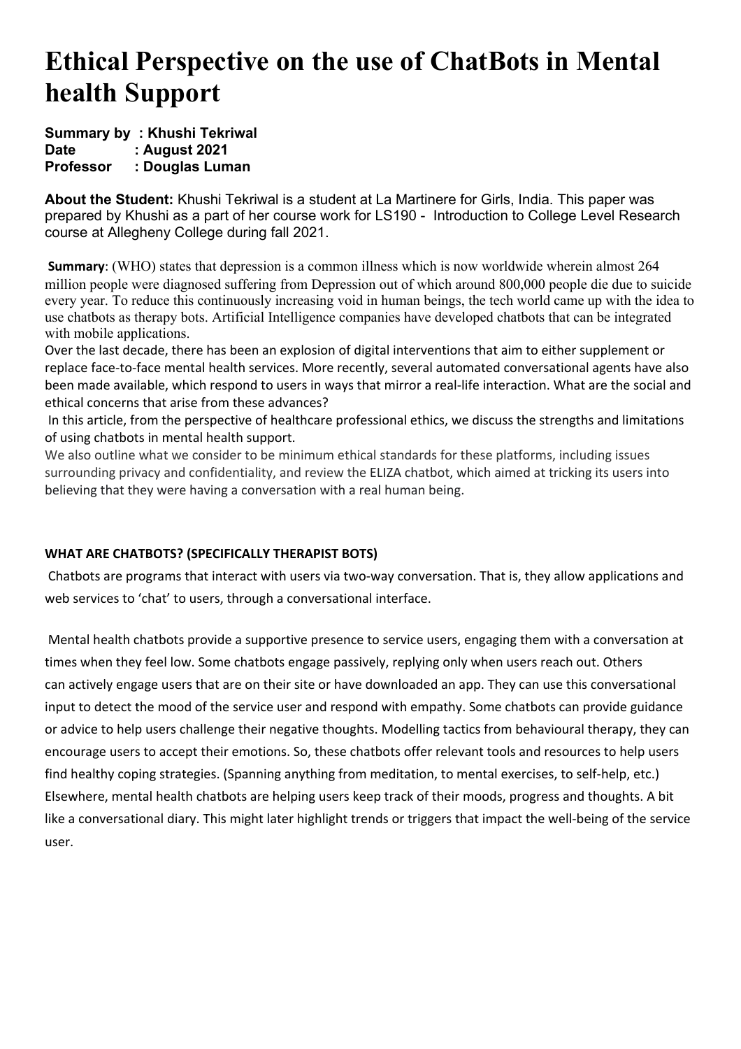# Ethical Perspective on the use of ChatBots in Mental health Support

**Summary by : Khushi Tekriwal**
**Date : August 2021**
**Professor : Douglas Luman**

**About the Student:** Khushi Tekriwal is a student at La Martinere for Girls, India. This paper was prepared by Khushi as a part of her course work for LS190 - Introduction to College Level Research course at Allegheny College during fall 2021.

**Summary**: (WHO) states that depression is a common illness which is now worldwide wherein almost 264 million people were diagnosed suffering from Depression out of which around 800,000 people die due to suicide every year. To reduce this continuously increasing void in human beings, the tech world came up with the idea to use chatbots as therapy bots. Artificial Intelligence companies have developed chatbots that can be integrated with mobile applications.

Over the last decade, there has been an explosion of digital interventions that aim to either supplement or replace face-to-face mental health services. More recently, several automated conversational agents have also been made available, which respond to users in ways that mirror a real-life interaction. What are the social and ethical concerns that arise from these advances?

In this article, from the perspective of healthcare professional ethics, we discuss the strengths and limitations of using chatbots in mental health support.

We also outline what we consider to be minimum ethical standards for these platforms, including issues surrounding privacy and confidentiality, and review the ELIZA chatbot, which aimed at tricking its users into believing that they were having a conversation with a real human being.

## WHAT ARE CHATBOTS? (SPECIFICALLY THERAPIST BOTS)

Chatbots are programs that interact with users via two-way conversation. That is, they allow applications and web services to 'chat' to users, through a conversational interface.

Mental health chatbots provide a supportive presence to service users, engaging them with a conversation at times when they feel low. Some chatbots engage passively, replying only when users reach out. Others can actively engage users that are on their site or have downloaded an app. They can use this conversational input to detect the mood of the service user and respond with empathy. Some chatbots can provide guidance or advice to help users challenge their negative thoughts. Modelling tactics from behavioural therapy, they can encourage users to accept their emotions. So, these chatbots offer relevant tools and resources to help users find healthy coping strategies. (Spanning anything from meditation, to mental exercises, to self-help, etc.) Elsewhere, mental health chatbots are helping users keep track of their moods, progress and thoughts. A bit like a conversational diary. This might later highlight trends or triggers that impact the well-being of the service user.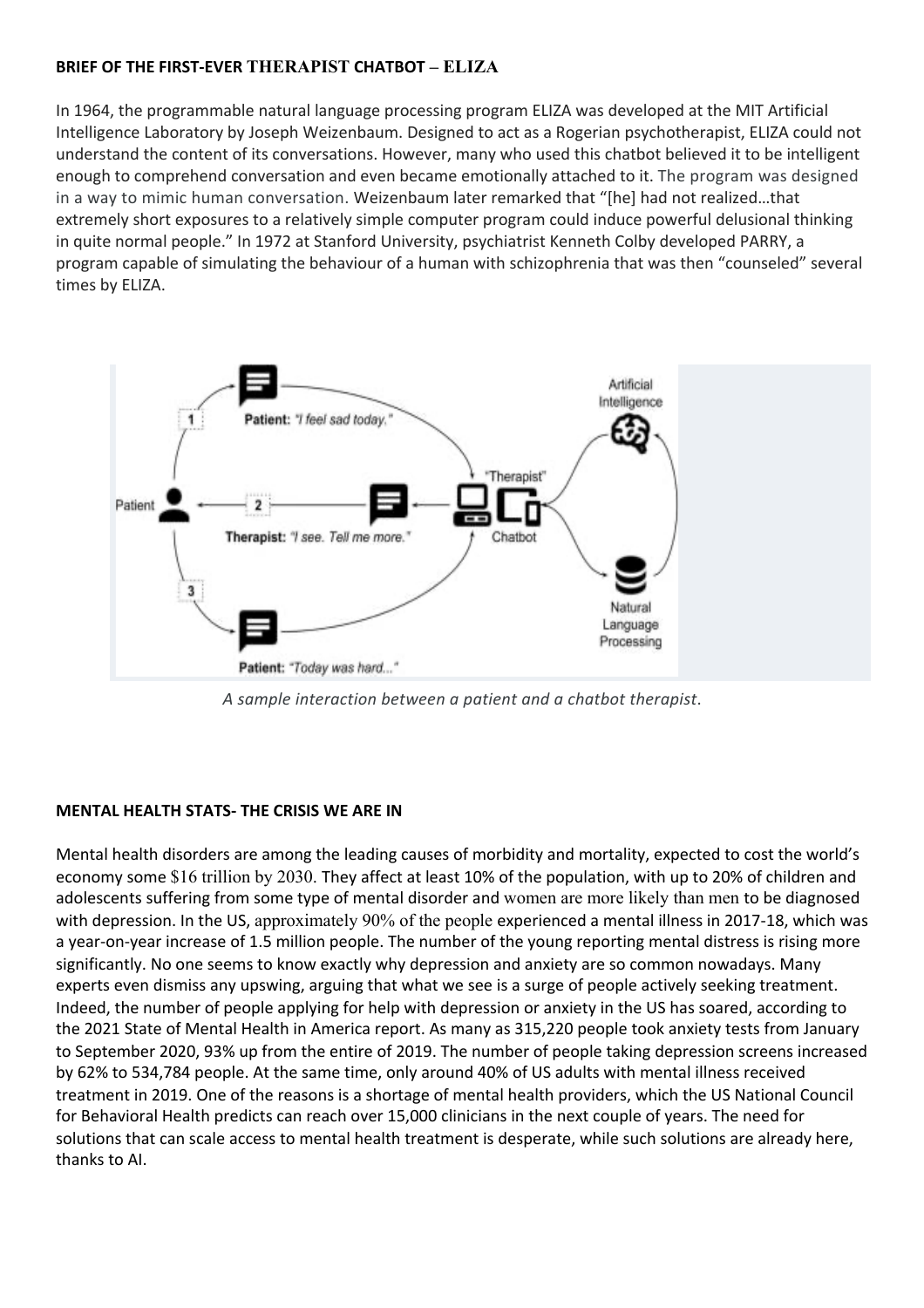**BRIEF OF THE FIRST-EVER THERAPIST CHATBOT – ELIZA**

In 1964, the programmable natural language processing program ELIZA was developed at the MIT Artificial Intelligence Laboratory by Joseph Weizenbaum. Designed to act as a Rogerian psychotherapist, ELIZA could not understand the content of its conversations. However, many who used this chatbot believed it to be intelligent enough to comprehend conversation and even became emotionally attached to it. The program was designed in a way to mimic human conversation. Weizenbaum later remarked that "[he] had not realized…that extremely short exposures to a relatively simple computer program could induce powerful delusional thinking in quite normal people." In 1972 at Stanford University, psychiatrist Kenneth Colby developed PARRY, a program capable of simulating the behaviour of a human with schizophrenia that was then "counseled" several times by ELIZA.

*A sample interaction between a patient and a chatbot therapist.*

**MENTAL HEALTH STATS- THE CRISIS WE ARE IN**

Mental health disorders are among the leading causes of morbidity and mortality, expected to cost the world's economy some $16 trillion by 2030. They affect at least 10% of the population, with up to 20% of children and adolescents suffering from some type of mental disorder and women are more likely than men to be diagnosed with depression. In the US, approximately 90% of the people experienced a mental illness in 2017-18, which was a year-on-year increase of 1.5 million people. The number of the young reporting mental distress is rising more significantly. No one seems to know exactly why depression and anxiety are so common nowadays. Many experts even dismiss any upswing, arguing that what we see is a surge of people actively seeking treatment. Indeed, the number of people applying for help with depression or anxiety in the US has soared, according to the 2021 State of Mental Health in America report. As many as 315,220 people took anxiety tests from January to September 2020, 93% up from the entire of 2019. The number of people taking depression screens increased by 62% to 534,784 people. At the same time, only around 40% of US adults with mental illness received treatment in 2019. One of the reasons is a shortage of mental health providers, which the US National Council for Behavioral Health predicts can reach over 15,000 clinicians in the next couple of years. The need for solutions that can scale access to mental health treatment is desperate, while such solutions are already here, thanks to AI.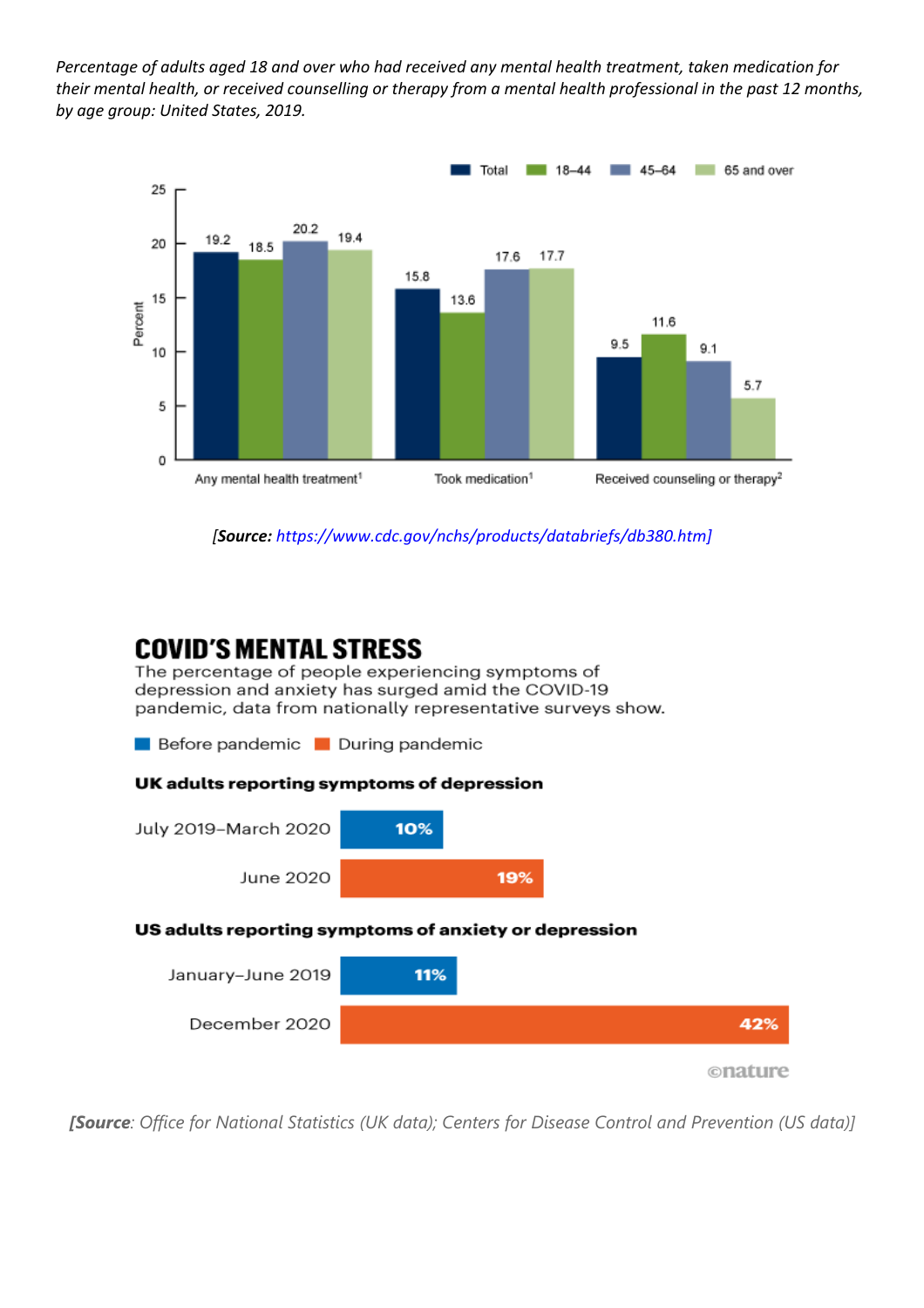*Percentage of adults aged 18 and over who had received any mental health treatment, taken medication for their mental health, or received counselling or therapy from a mental health professional in the past 12 months, by age group: United States, 2019.*

| | Total | 18–44 | 45–64 | 65 and over |
|---|---|---|---|---|
| Any mental health treatment[1] | 19.2 | 18.5 | 20.2 | 19.4 |
| Took medication[1] | 15.8 | 13.6 | 17.6 | 17.7 |
| Received counseling or therapy[2] | 9.5 | 11.6 | 9.1 | 5.7 |

*[**Source:** https://www.cdc.gov/nchs/products/databriefs/db380.htm]*

## COVID'S MENTAL STRESS

The percentage of people experiencing symptoms of depression and anxiety has surged amid the COVID-19 pandemic, data from nationally representative surveys show.

**UK adults reporting symptoms of depression**

| Period | Percentage |
|---|---|
| July 2019–March 2020 (Before pandemic) | 10% |
| June 2020 (During pandemic) | 19% |

**US adults reporting symptoms of anxiety or depression**

| Period | Percentage |
|---|---|
| January–June 2019 (Before pandemic) | 11% |
| December 2020 (During pandemic) | 42% |

©nature

*[**Source**: Office for National Statistics (UK data); Centers for Disease Control and Prevention (US data)]*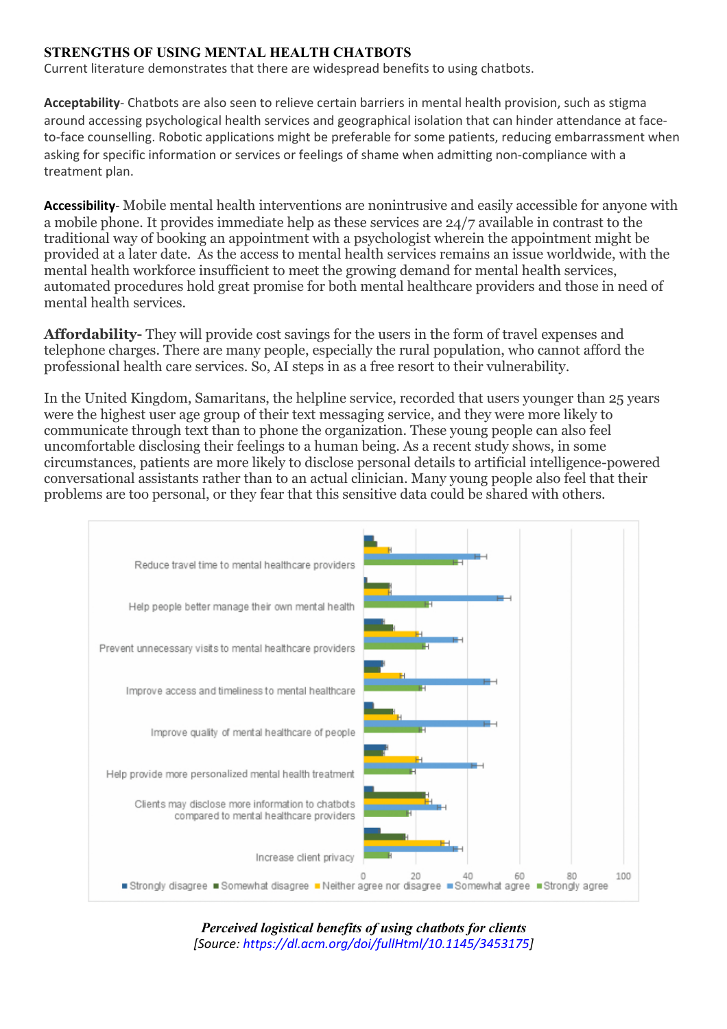## STRENGTHS OF USING MENTAL HEALTH CHATBOTS

Current literature demonstrates that there are widespread benefits to using chatbots.

**Acceptability**- Chatbots are also seen to relieve certain barriers in mental health provision, such as stigma around accessing psychological health services and geographical isolation that can hinder attendance at face-to-face counselling. Robotic applications might be preferable for some patients, reducing embarrassment when asking for specific information or services or feelings of shame when admitting non-compliance with a treatment plan.

**Accessibility**- Mobile mental health interventions are nonintrusive and easily accessible for anyone with a mobile phone. It provides immediate help as these services are 24/7 available in contrast to the traditional way of booking an appointment with a psychologist wherein the appointment might be provided at a later date. As the access to mental health services remains an issue worldwide, with the mental health workforce insufficient to meet the growing demand for mental health services, automated procedures hold great promise for both mental healthcare providers and those in need of mental health services.

**Affordability-** They will provide cost savings for the users in the form of travel expenses and telephone charges. There are many people, especially the rural population, who cannot afford the professional health care services. So, AI steps in as a free resort to their vulnerability.

In the United Kingdom, Samaritans, the helpline service, recorded that users younger than 25 years were the highest user age group of their text messaging service, and they were more likely to communicate through text than to phone the organization. These young people can also feel uncomfortable disclosing their feelings to a human being. As a recent study shows, in some circumstances, patients are more likely to disclose personal details to artificial intelligence-powered conversational assistants rather than to an actual clinician. Many young people also feel that their problems are too personal, or they fear that this sensitive data could be shared with others.

***Perceived logistical benefits of using chatbots for clients***
*[Source: https://dl.acm.org/doi/fullHtml/10.1145/3453175]*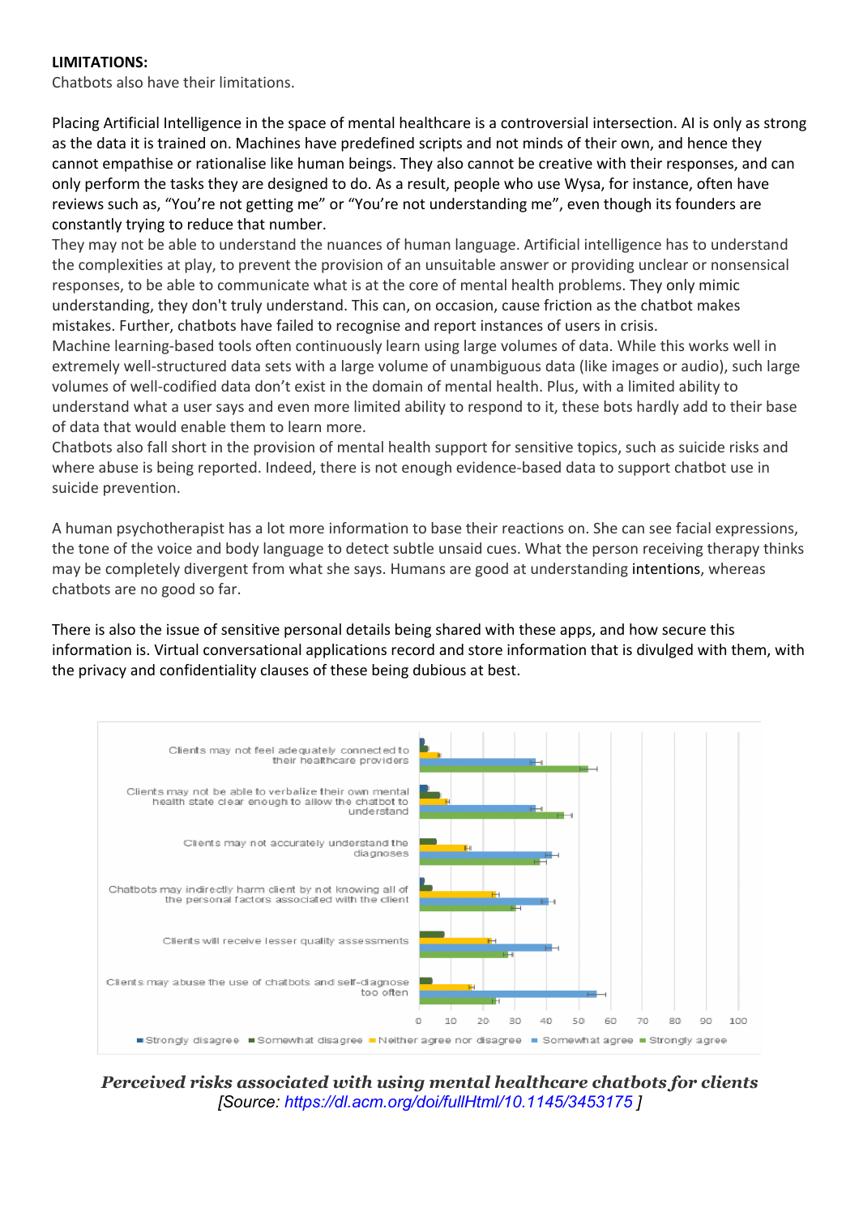**LIMITATIONS:**

Chatbots also have their limitations.

Placing Artificial Intelligence in the space of mental healthcare is a controversial intersection. AI is only as strong as the data it is trained on. Machines have predefined scripts and not minds of their own, and hence they cannot empathise or rationalise like human beings. They also cannot be creative with their responses, and can only perform the tasks they are designed to do. As a result, people who use Wysa, for instance, often have reviews such as, "You're not getting me" or "You're not understanding me", even though its founders are constantly trying to reduce that number.

They may not be able to understand the nuances of human language. Artificial intelligence has to understand the complexities at play, to prevent the provision of an unsuitable answer or providing unclear or nonsensical responses, to be able to communicate what is at the core of mental health problems. They only mimic understanding, they don't truly understand. This can, on occasion, cause friction as the chatbot makes mistakes. Further, chatbots have failed to recognise and report instances of users in crisis.

Machine learning-based tools often continuously learn using large volumes of data. While this works well in extremely well-structured data sets with a large volume of unambiguous data (like images or audio), such large volumes of well-codified data don't exist in the domain of mental health. Plus, with a limited ability to understand what a user says and even more limited ability to respond to it, these bots hardly add to their base of data that would enable them to learn more.

Chatbots also fall short in the provision of mental health support for sensitive topics, such as suicide risks and where abuse is being reported. Indeed, there is not enough evidence-based data to support chatbot use in suicide prevention.

A human psychotherapist has a lot more information to base their reactions on. She can see facial expressions, the tone of the voice and body language to detect subtle unsaid cues. What the person receiving therapy thinks may be completely divergent from what she says. Humans are good at understanding intentions, whereas chatbots are no good so far.

There is also the issue of sensitive personal details being shared with these apps, and how secure this information is. Virtual conversational applications record and store information that is divulged with them, with the privacy and confidentiality clauses of these being dubious at best.

***Perceived risks associated with using mental healthcare chatbots for clients***

*[Source: https://dl.acm.org/doi/fullHtml/10.1145/3453175 ]*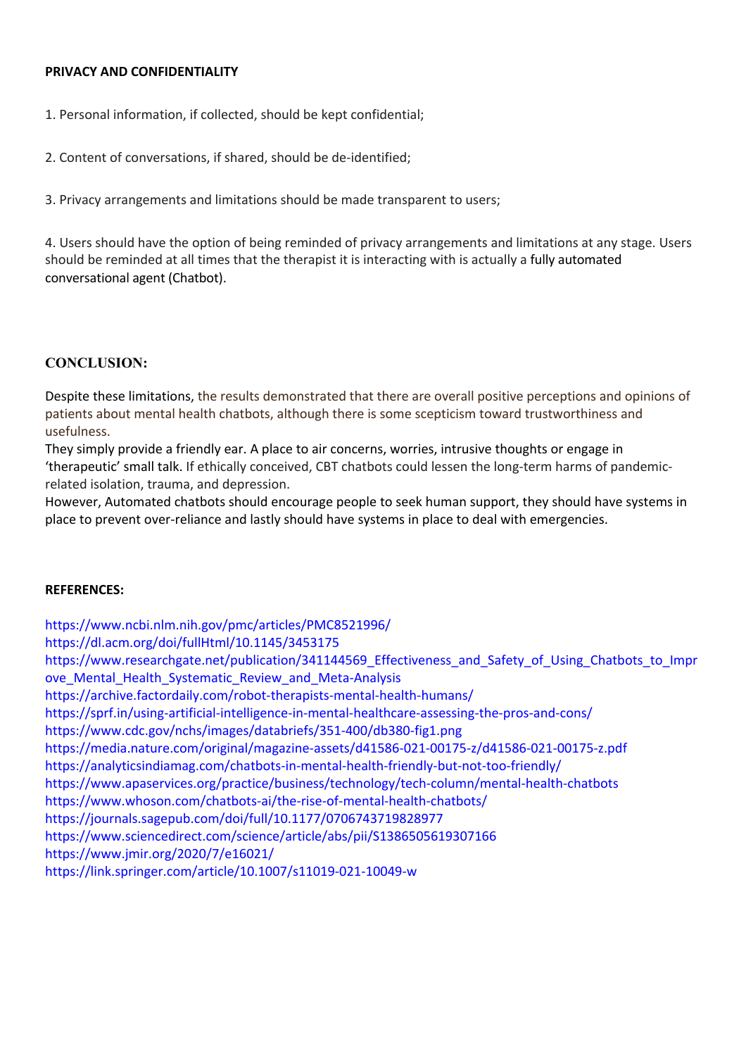**PRIVACY AND CONFIDENTIALITY**

1. Personal information, if collected, should be kept confidential;

2. Content of conversations, if shared, should be de-identified;

3. Privacy arrangements and limitations should be made transparent to users;

4. Users should have the option of being reminded of privacy arrangements and limitations at any stage. Users should be reminded at all times that the therapist it is interacting with is actually a fully automated conversational agent (Chatbot).

## CONCLUSION:

Despite these limitations, the results demonstrated that there are overall positive perceptions and opinions of patients about mental health chatbots, although there is some scepticism toward trustworthiness and usefulness.
They simply provide a friendly ear. A place to air concerns, worries, intrusive thoughts or engage in 'therapeutic' small talk. If ethically conceived, CBT chatbots could lessen the long-term harms of pandemic-related isolation, trauma, and depression.
However, Automated chatbots should encourage people to seek human support, they should have systems in place to prevent over-reliance and lastly should have systems in place to deal with emergencies.

**REFERENCES:**

https://www.ncbi.nlm.nih.gov/pmc/articles/PMC8521996/
https://dl.acm.org/doi/fullHtml/10.1145/3453175
https://www.researchgate.net/publication/341144569_Effectiveness_and_Safety_of_Using_Chatbots_to_Improve_Mental_Health_Systematic_Review_and_Meta-Analysis
https://archive.factordaily.com/robot-therapists-mental-health-humans/
https://sprf.in/using-artificial-intelligence-in-mental-healthcare-assessing-the-pros-and-cons/
https://www.cdc.gov/nchs/images/databriefs/351-400/db380-fig1.png
https://media.nature.com/original/magazine-assets/d41586-021-00175-z/d41586-021-00175-z.pdf
https://analyticsindiamag.com/chatbots-in-mental-health-friendly-but-not-too-friendly/
https://www.apaservices.org/practice/business/technology/tech-column/mental-health-chatbots
https://www.whoson.com/chatbots-ai/the-rise-of-mental-health-chatbots/
https://journals.sagepub.com/doi/full/10.1177/0706743719828977
https://www.sciencedirect.com/science/article/abs/pii/S1386505619307166
https://www.jmir.org/2020/7/e16021/
https://link.springer.com/article/10.1007/s11019-021-10049-w